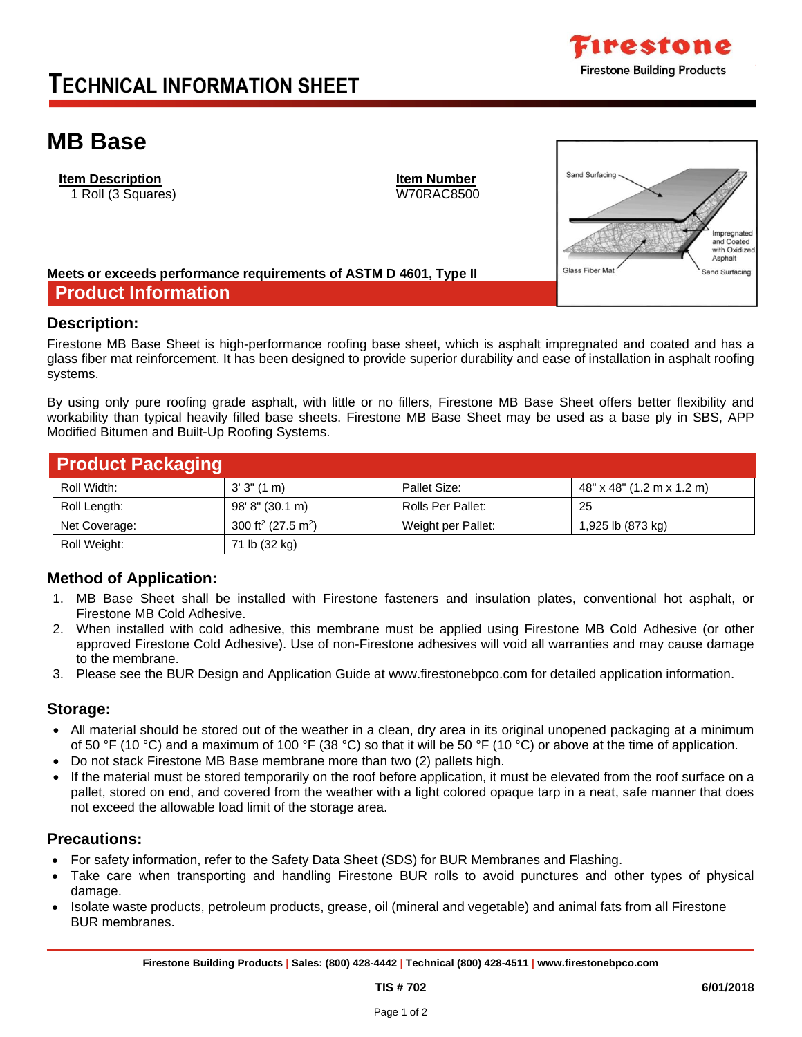# TECHNICAL INFORMATION SHEET

Firestone Building Products

## MB Base

**Item Description**
1 Roll (3 Squares)

**Item Number**
W70RAC8500

Sand Surfacing
Impregnated and Coated with Oxidized Asphalt
Glass Fiber Mat
Sand Surfacing

**Meets or exceeds performance requirements of ASTM D 4601, Type II**

## Product Information

### Description:

Firestone MB Base Sheet is high-performance roofing base sheet, which is asphalt impregnated and coated and has a glass fiber mat reinforcement. It has been designed to provide superior durability and ease of installation in asphalt roofing systems.

By using only pure roofing grade asphalt, with little or no fillers, Firestone MB Base Sheet offers better flexibility and workability than typical heavily filled base sheets. Firestone MB Base Sheet may be used as a base ply in SBS, APP Modified Bitumen and Built-Up Roofing Systems.

## Product Packaging

| | | | |
|---|---|---|---|
| Roll Width: | 3' 3" (1 m) | Pallet Size: | 48" x 48" (1.2 m x 1.2 m) |
| Roll Length: | 98' 8" (30.1 m) | Rolls Per Pallet: | 25 |
| Net Coverage: | 300 ft$^2$ (27.5 m$^2$) | Weight per Pallet: | 1,925 lb (873 kg) |
| Roll Weight: | 71 lb (32 kg) | | |

### Method of Application:

1. MB Base Sheet shall be installed with Firestone fasteners and insulation plates, conventional hot asphalt, or Firestone MB Cold Adhesive.
2. When installed with cold adhesive, this membrane must be applied using Firestone MB Cold Adhesive (or other approved Firestone Cold Adhesive). Use of non-Firestone adhesives will void all warranties and may cause damage to the membrane.
3. Please see the BUR Design and Application Guide at www.firestonebpco.com for detailed application information.

### Storage:

- All material should be stored out of the weather in a clean, dry area in its original unopened packaging at a minimum of 50 °F (10 °C) and a maximum of 100 °F (38 °C) so that it will be 50 °F (10 °C) or above at the time of application.
- Do not stack Firestone MB Base membrane more than two (2) pallets high.
- If the material must be stored temporarily on the roof before application, it must be elevated from the roof surface on a pallet, stored on end, and covered from the weather with a light colored opaque tarp in a neat, safe manner that does not exceed the allowable load limit of the storage area.

### Precautions:

- For safety information, refer to the Safety Data Sheet (SDS) for BUR Membranes and Flashing.
- Take care when transporting and handling Firestone BUR rolls to avoid punctures and other types of physical damage.
- Isolate waste products, petroleum products, grease, oil (mineral and vegetable) and animal fats from all Firestone BUR membranes.

**Firestone Building Products | Sales: (800) 428-4442 | Technical (800) 428-4511 | www.firestonebpco.com**

**TIS # 702** **6/01/2018**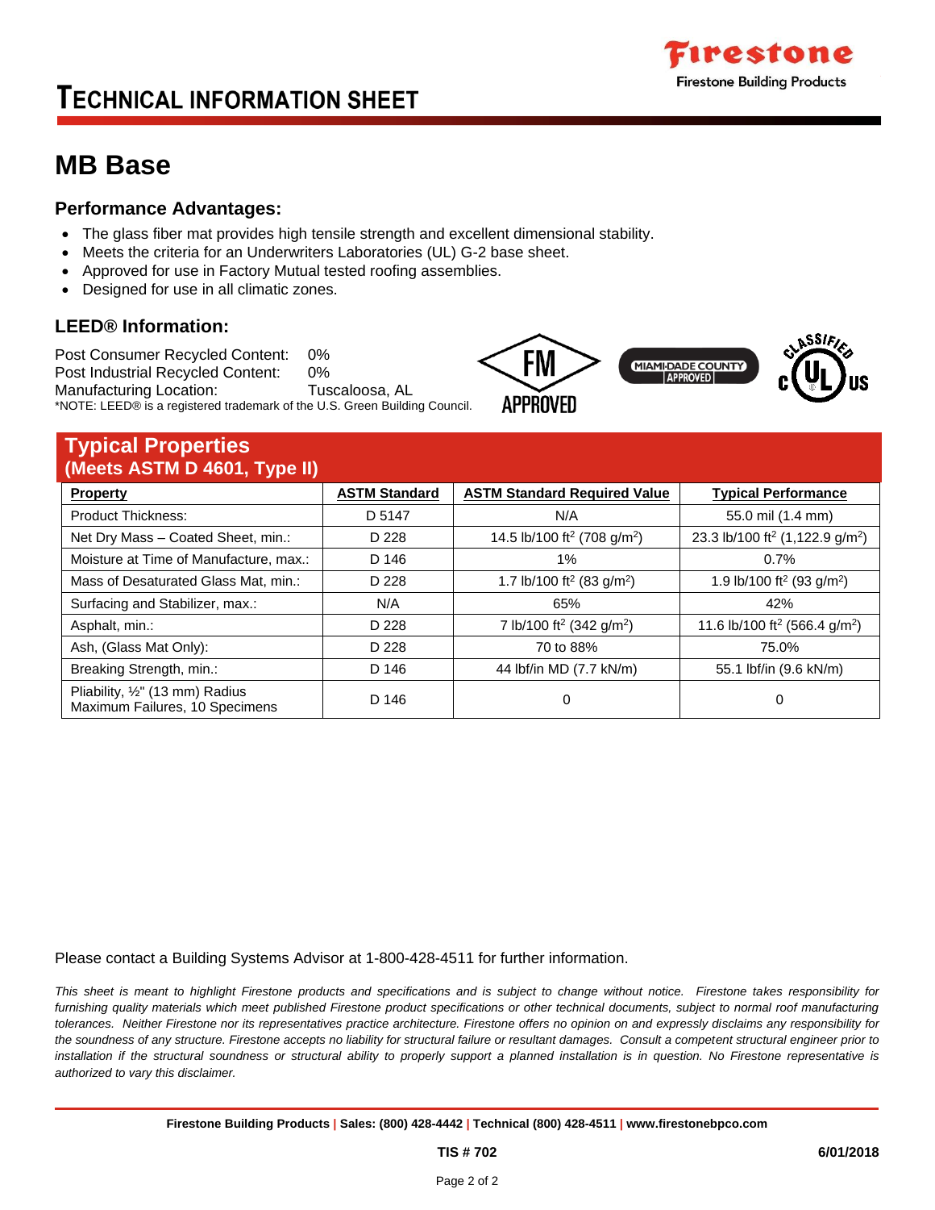# TECHNICAL INFORMATION SHEET

# MB Base

### Performance Advantages:

- The glass fiber mat provides high tensile strength and excellent dimensional stability.
- Meets the criteria for an Underwriters Laboratories (UL) G-2 base sheet.
- Approved for use in Factory Mutual tested roofing assemblies.
- Designed for use in all climatic zones.

### LEED® Information:

Post Consumer Recycled Content: 0%
Post Industrial Recycled Content: 0%
Manufacturing Location: Tuscaloosa, AL
*NOTE: LEED® is a registered trademark of the U.S. Green Building Council.

## Typical Properties
### (Meets ASTM D 4601, Type II)

| Property | ASTM Standard | ASTM Standard Required Value | Typical Performance |
|---|---|---|---|
| Product Thickness: | D 5147 | N/A | 55.0 mil (1.4 mm) |
| Net Dry Mass – Coated Sheet, min.: | D 228 | 14.5 lb/100 ft$^2$ (708 g/m$^2$) | 23.3 lb/100 ft$^2$ (1,122.9 g/m$^2$) |
| Moisture at Time of Manufacture, max.: | D 146 | 1% | 0.7% |
| Mass of Desaturated Glass Mat, min.: | D 228 | 1.7 lb/100 ft$^2$ (83 g/m$^2$) | 1.9 lb/100 ft$^2$ (93 g/m$^2$) |
| Surfacing and Stabilizer, max.: | N/A | 65% | 42% |
| Asphalt, min.: | D 228 | 7 lb/100 ft$^2$ (342 g/m$^2$) | 11.6 lb/100 ft$^2$ (566.4 g/m$^2$) |
| Ash, (Glass Mat Only): | D 228 | 70 to 88% | 75.0% |
| Breaking Strength, min.: | D 146 | 44 lbf/in MD (7.7 kN/m) | 55.1 lbf/in (9.6 kN/m) |
| Pliability, ½" (13 mm) Radius Maximum Failures, 10 Specimens | D 146 | 0 | 0 |

Please contact a Building Systems Advisor at 1-800-428-4511 for further information.

*This sheet is meant to highlight Firestone products and specifications and is subject to change without notice. Firestone takes responsibility for furnishing quality materials which meet published Firestone product specifications or other technical documents, subject to normal roof manufacturing tolerances. Neither Firestone nor its representatives practice architecture. Firestone offers no opinion on and expressly disclaims any responsibility for the soundness of any structure. Firestone accepts no liability for structural failure or resultant damages. Consult a competent structural engineer prior to installation if the structural soundness or structural ability to properly support a planned installation is in question. No Firestone representative is authorized to vary this disclaimer.*

**Firestone Building Products | Sales: (800) 428-4442 | Technical (800) 428-4511 | www.firestonebpco.com**

**TIS # 702** **6/01/2018**